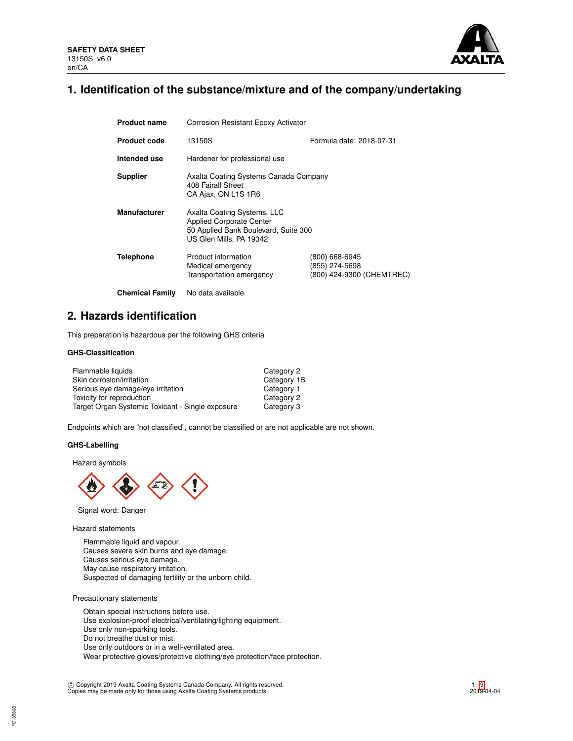SAFETY DATA SHEET
13150S v6.0
en/CA

# 1. Identification of the substance/mixture and of the company/undertaking

| | | |
|---|---|---|
| **Product name** | Corrosion Resistant Epoxy Activator | |
| **Product code** | 13150S | Formula date: 2018-07-31 |
| **Intended use** | Hardener for professional use | |
| **Supplier** | Axalta Coating Systems Canada Company<br>408 Fairall Street<br>CA Ajax, ON L1S 1R6 | |
| **Manufacturer** | Axalta Coating Systems, LLC<br>Applied Corporate Center<br>50 Applied Bank Boulevard, Suite 300<br>US Glen Mills, PA 19342 | |
| **Telephone** | Product information<br>Medical emergency<br>Transportation emergency | (800) 668-6945<br>(855) 274-5698<br>(800) 424-9300 (CHEMTREC) |
| **Chemical Family** | No data available. | |

# 2. Hazards identification

This preparation is hazardous per the following GHS criteria

### GHS-Classification

| | |
|---|---|
| Flammable liquids | Category 2 |
| Skin corrosion/irritation | Category 1B |
| Serious eye damage/eye irritation | Category 1 |
| Toxicity for reproduction | Category 2 |
| Target Organ Systemic Toxicant - Single exposure | Category 3 |

Endpoints which are "not classified", cannot be classified or are not applicable are not shown.

### GHS-Labelling

Hazard symbols

Signal word: Danger

Hazard statements

Flammable liquid and vapour.
Causes severe skin burns and eye damage.
Causes serious eye damage.
May cause respiratory irritation.
Suspected of damaging fertility or the unborn child.

Precautionary statements

Obtain special instructions before use.
Use explosion-proof electrical/ventilating/lighting equipment.
Use only non-sparking tools.
Do not breathe dust or mist.
Use only outdoors or in a well-ventilated area.
Wear protective gloves/protective clothing/eye protection/face protection.

© Copyright 2019 Axalta Coating Systems Canada Company. All rights reserved.
Copies may be made only for those using Axalta Coating Systems products.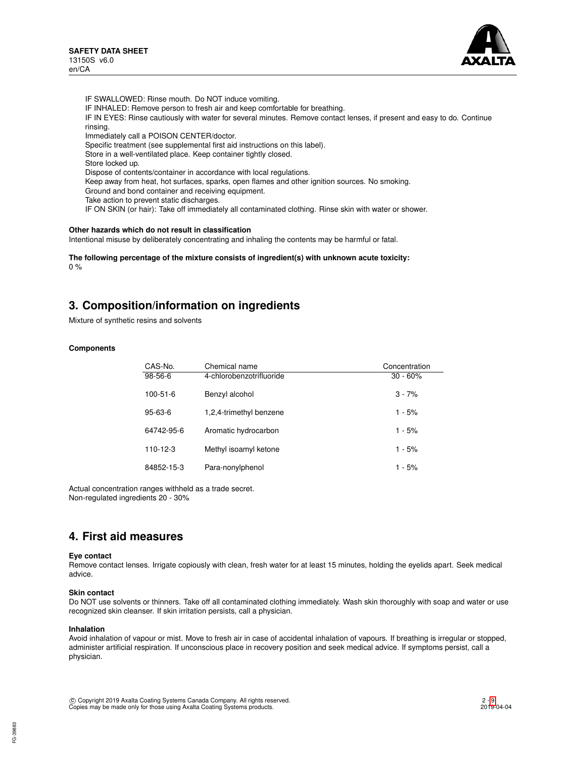IF SWALLOWED: Rinse mouth. Do NOT induce vomiting.
IF INHALED: Remove person to fresh air and keep comfortable for breathing.
IF IN EYES: Rinse cautiously with water for several minutes. Remove contact lenses, if present and easy to do. Continue rinsing.
Immediately call a POISON CENTER/doctor.
Specific treatment (see supplemental first aid instructions on this label).
Store in a well-ventilated place. Keep container tightly closed.
Store locked up.
Dispose of contents/container in accordance with local regulations.
Keep away from heat, hot surfaces, sparks, open flames and other ignition sources. No smoking.
Ground and bond container and receiving equipment.
Take action to prevent static discharges.
IF ON SKIN (or hair): Take off immediately all contaminated clothing. Rinse skin with water or shower.

**Other hazards which do not result in classification**
Intentional misuse by deliberately concentrating and inhaling the contents may be harmful or fatal.

**The following percentage of the mixture consists of ingredient(s) with unknown acute toxicity:**
0 %

## 3. Composition/information on ingredients

Mixture of synthetic resins and solvents

**Components**

| CAS-No. | Chemical name | Concentration |
|---|---|---|
| 98-56-6 | 4-chlorobenzotrifluoride | 30 - 60% |
| 100-51-6 | Benzyl alcohol | 3 - 7% |
| 95-63-6 | 1,2,4-trimethyl benzene | 1 - 5% |
| 64742-95-6 | Aromatic hydrocarbon | 1 - 5% |
| 110-12-3 | Methyl isoamyl ketone | 1 - 5% |
| 84852-15-3 | Para-nonylphenol | 1 - 5% |

Actual concentration ranges withheld as a trade secret.
Non-regulated ingredients 20 - 30%

## 4. First aid measures

**Eye contact**
Remove contact lenses. Irrigate copiously with clean, fresh water for at least 15 minutes, holding the eyelids apart. Seek medical advice.

**Skin contact**
Do NOT use solvents or thinners. Take off all contaminated clothing immediately. Wash skin thoroughly with soap and water or use recognized skin cleanser. If skin irritation persists, call a physician.

**Inhalation**
Avoid inhalation of vapour or mist. Move to fresh air in case of accidental inhalation of vapours. If breathing is irregular or stopped, administer artificial respiration. If unconscious place in recovery position and seek medical advice. If symptoms persist, call a physician.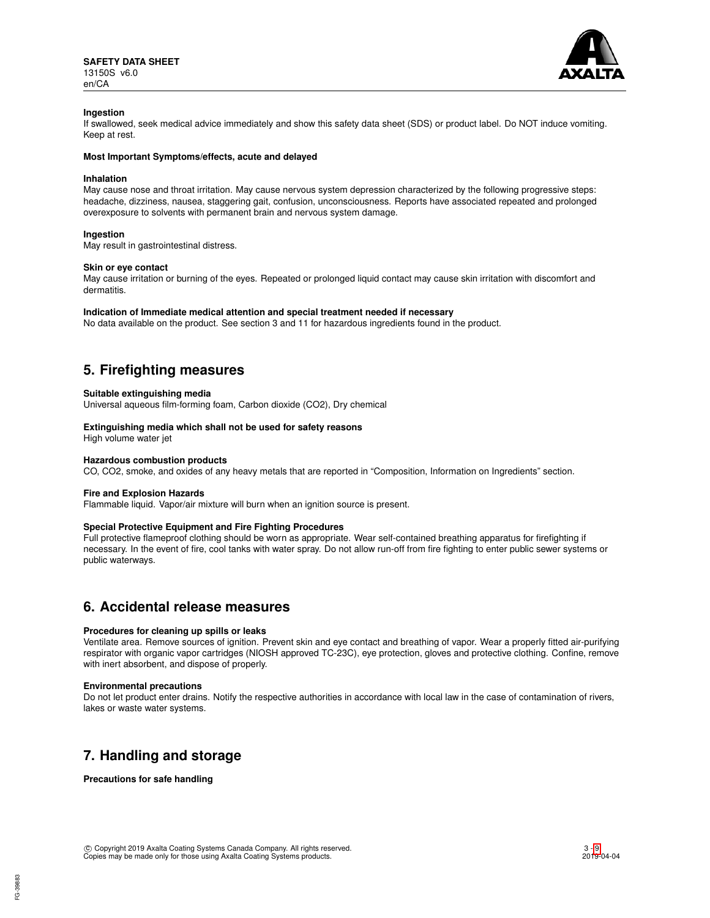### Ingestion

If swallowed, seek medical advice immediately and show this safety data sheet (SDS) or product label. Do NOT induce vomiting. Keep at rest.

### Most Important Symptoms/effects, acute and delayed

### Inhalation

May cause nose and throat irritation. May cause nervous system depression characterized by the following progressive steps: headache, dizziness, nausea, staggering gait, confusion, unconsciousness. Reports have associated repeated and prolonged overexposure to solvents with permanent brain and nervous system damage.

### Ingestion

May result in gastrointestinal distress.

### Skin or eye contact

May cause irritation or burning of the eyes. Repeated or prolonged liquid contact may cause skin irritation with discomfort and dermatitis.

### Indication of Immediate medical attention and special treatment needed if necessary

No data available on the product. See section 3 and 11 for hazardous ingredients found in the product.

## 5. Firefighting measures

### Suitable extinguishing media

Universal aqueous film-forming foam, Carbon dioxide ($CO_2$), Dry chemical

### Extinguishing media which shall not be used for safety reasons

High volume water jet

### Hazardous combustion products

CO, $CO_2$, smoke, and oxides of any heavy metals that are reported in "Composition, Information on Ingredients" section.

### Fire and Explosion Hazards

Flammable liquid. Vapor/air mixture will burn when an ignition source is present.

### Special Protective Equipment and Fire Fighting Procedures

Full protective flameproof clothing should be worn as appropriate. Wear self-contained breathing apparatus for firefighting if necessary. In the event of fire, cool tanks with water spray. Do not allow run-off from fire fighting to enter public sewer systems or public waterways.

## 6. Accidental release measures

### Procedures for cleaning up spills or leaks

Ventilate area. Remove sources of ignition. Prevent skin and eye contact and breathing of vapor. Wear a properly fitted air-purifying respirator with organic vapor cartridges (NIOSH approved TC-23C), eye protection, gloves and protective clothing. Confine, remove with inert absorbent, and dispose of properly.

### Environmental precautions

Do not let product enter drains. Notify the respective authorities in accordance with local law in the case of contamination of rivers, lakes or waste water systems.

## 7. Handling and storage

### Precautions for safe handling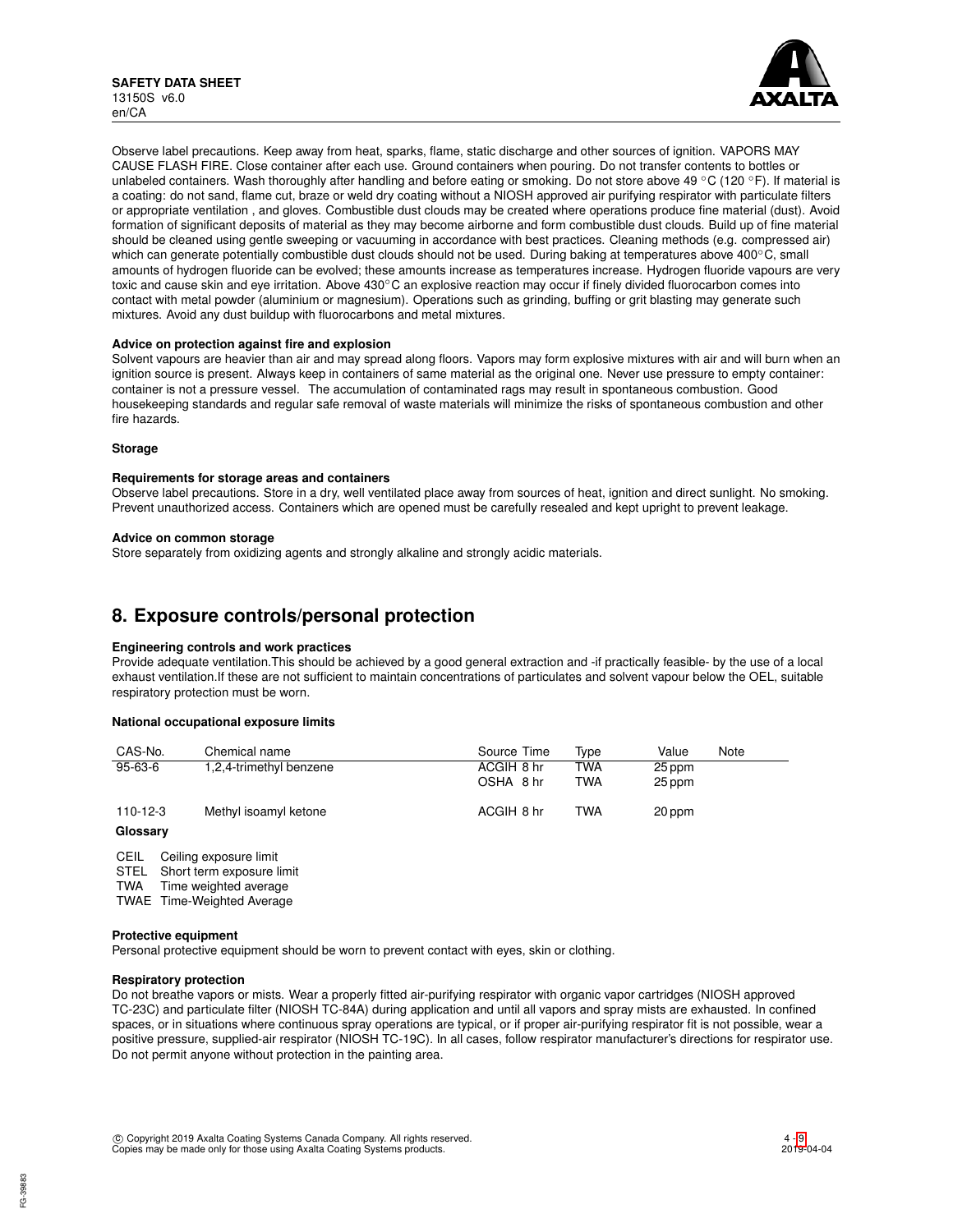Observe label precautions. Keep away from heat, sparks, flame, static discharge and other sources of ignition. VAPORS MAY CAUSE FLASH FIRE. Close container after each use. Ground containers when pouring. Do not transfer contents to bottles or unlabeled containers. Wash thoroughly after handling and before eating or smoking. Do not store above 49 °C (120 °F). If material is a coating: do not sand, flame cut, braze or weld dry coating without a NIOSH approved air purifying respirator with particulate filters or appropriate ventilation , and gloves. Combustible dust clouds may be created where operations produce fine material (dust). Avoid formation of significant deposits of material as they may become airborne and form combustible dust clouds. Build up of fine material should be cleaned using gentle sweeping or vacuuming in accordance with best practices. Cleaning methods (e.g. compressed air) which can generate potentially combustible dust clouds should not be used. During baking at temperatures above 400°C, small amounts of hydrogen fluoride can be evolved; these amounts increase as temperatures increase. Hydrogen fluoride vapours are very toxic and cause skin and eye irritation. Above 430°C an explosive reaction may occur if finely divided fluorocarbon comes into contact with metal powder (aluminium or magnesium). Operations such as grinding, buffing or grit blasting may generate such mixtures. Avoid any dust buildup with fluorocarbons and metal mixtures.

**Advice on protection against fire and explosion**

Solvent vapours are heavier than air and may spread along floors. Vapors may form explosive mixtures with air and will burn when an ignition source is present. Always keep in containers of same material as the original one. Never use pressure to empty container: container is not a pressure vessel. The accumulation of contaminated rags may result in spontaneous combustion. Good housekeeping standards and regular safe removal of waste materials will minimize the risks of spontaneous combustion and other fire hazards.

**Storage**

**Requirements for storage areas and containers**

Observe label precautions. Store in a dry, well ventilated place away from sources of heat, ignition and direct sunlight. No smoking. Prevent unauthorized access. Containers which are opened must be carefully resealed and kept upright to prevent leakage.

**Advice on common storage**

Store separately from oxidizing agents and strongly alkaline and strongly acidic materials.

## 8. Exposure controls/personal protection

**Engineering controls and work practices**

Provide adequate ventilation.This should be achieved by a good general extraction and -if practically feasible- by the use of a local exhaust ventilation.If these are not sufficient to maintain concentrations of particulates and solvent vapour below the OEL, suitable respiratory protection must be worn.

**National occupational exposure limits**

| CAS-No. | Chemical name | Source | Time | Type | Value | Note |
|---|---|---|---|---|---|---|
| 95-63-6 | 1,2,4-trimethyl benzene | ACGIH | 8 hr | TWA | 25 ppm | |
| | | OSHA | 8 hr | TWA | 25 ppm | |
| 110-12-3 | Methyl isoamyl ketone | ACGIH | 8 hr | TWA | 20 ppm | |

**Glossary**

CEIL Ceiling exposure limit
STEL Short term exposure limit
TWA Time weighted average
TWAE Time-Weighted Average

**Protective equipment**

Personal protective equipment should be worn to prevent contact with eyes, skin or clothing.

**Respiratory protection**

Do not breathe vapors or mists. Wear a properly fitted air-purifying respirator with organic vapor cartridges (NIOSH approved TC-23C) and particulate filter (NIOSH TC-84A) during application and until all vapors and spray mists are exhausted. In confined spaces, or in situations where continuous spray operations are typical, or if proper air-purifying respirator fit is not possible, wear a positive pressure, supplied-air respirator (NIOSH TC-19C). In all cases, follow respirator manufacturer's directions for respirator use. Do not permit anyone without protection in the painting area.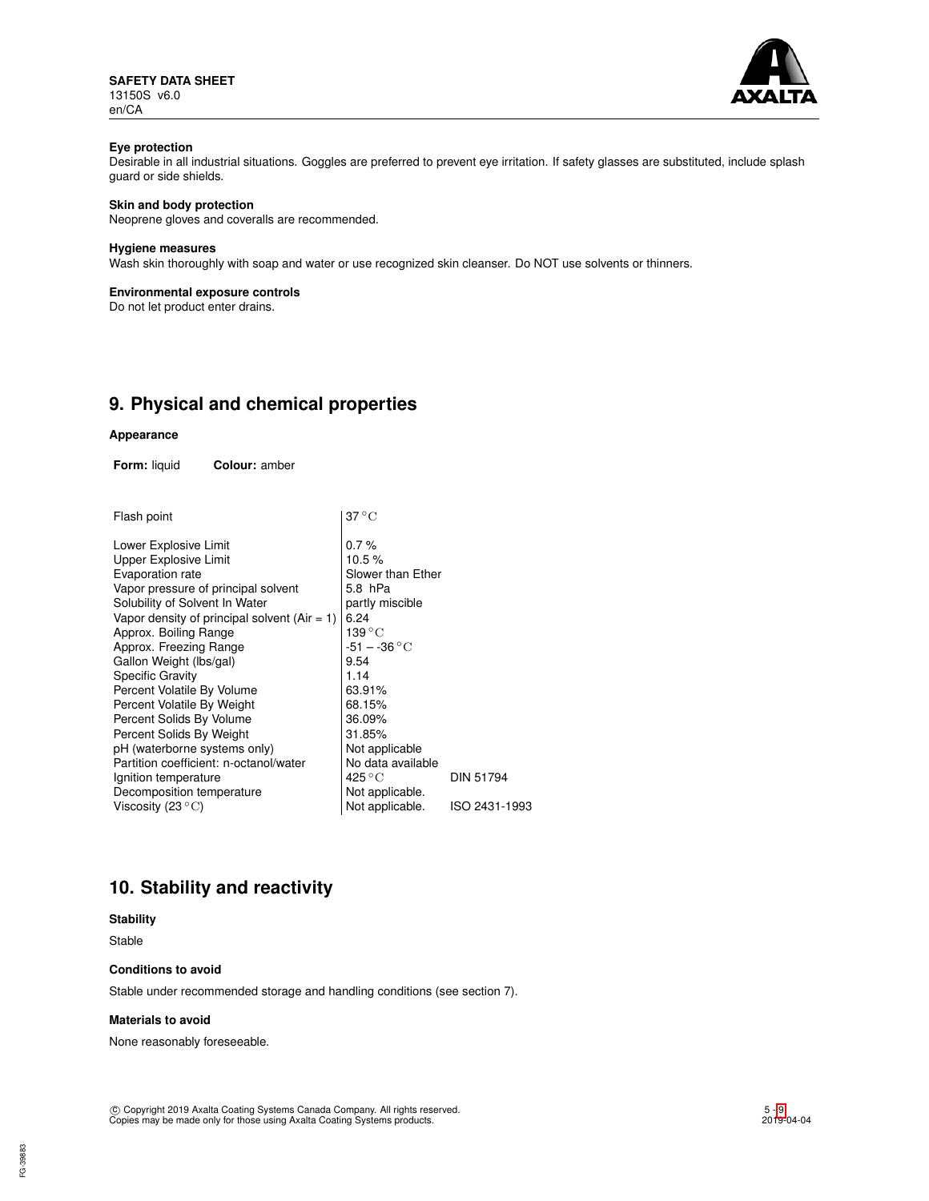#### Eye protection

Desirable in all industrial situations. Goggles are preferred to prevent eye irritation. If safety glasses are substituted, include splash guard or side shields.

#### Skin and body protection

Neoprene gloves and coveralls are recommended.

#### Hygiene measures

Wash skin thoroughly with soap and water or use recognized skin cleanser. Do NOT use solvents or thinners.

#### Environmental exposure controls

Do not let product enter drains.

## 9. Physical and chemical properties

#### Appearance

**Form:** liquid **Colour:** amber

| Property | Value | Method |
|---|---|---|
| Flash point | 37 °C | |
| Lower Explosive Limit | 0.7 % | |
| Upper Explosive Limit | 10.5 % | |
| Evaporation rate | Slower than Ether | |
| Vapor pressure of principal solvent | 5.8 hPa | |
| Solubility of Solvent In Water | partly miscible | |
| Vapor density of principal solvent (Air = 1) | 6.24 | |
| Approx. Boiling Range | 139 °C | |
| Approx. Freezing Range | -51 – -36 °C | |
| Gallon Weight (lbs/gal) | 9.54 | |
| Specific Gravity | 1.14 | |
| Percent Volatile By Volume | 63.91% | |
| Percent Volatile By Weight | 68.15% | |
| Percent Solids By Volume | 36.09% | |
| Percent Solids By Weight | 31.85% | |
| pH (waterborne systems only) | Not applicable | |
| Partition coefficient: n-octanol/water | No data available | |
| Ignition temperature | 425 °C | DIN 51794 |
| Decomposition temperature | Not applicable. | |
| Viscosity (23 °C) | Not applicable. | ISO 2431-1993 |

## 10. Stability and reactivity

#### Stability

Stable

#### Conditions to avoid

Stable under recommended storage and handling conditions (see section 7).

#### Materials to avoid

None reasonably foreseeable.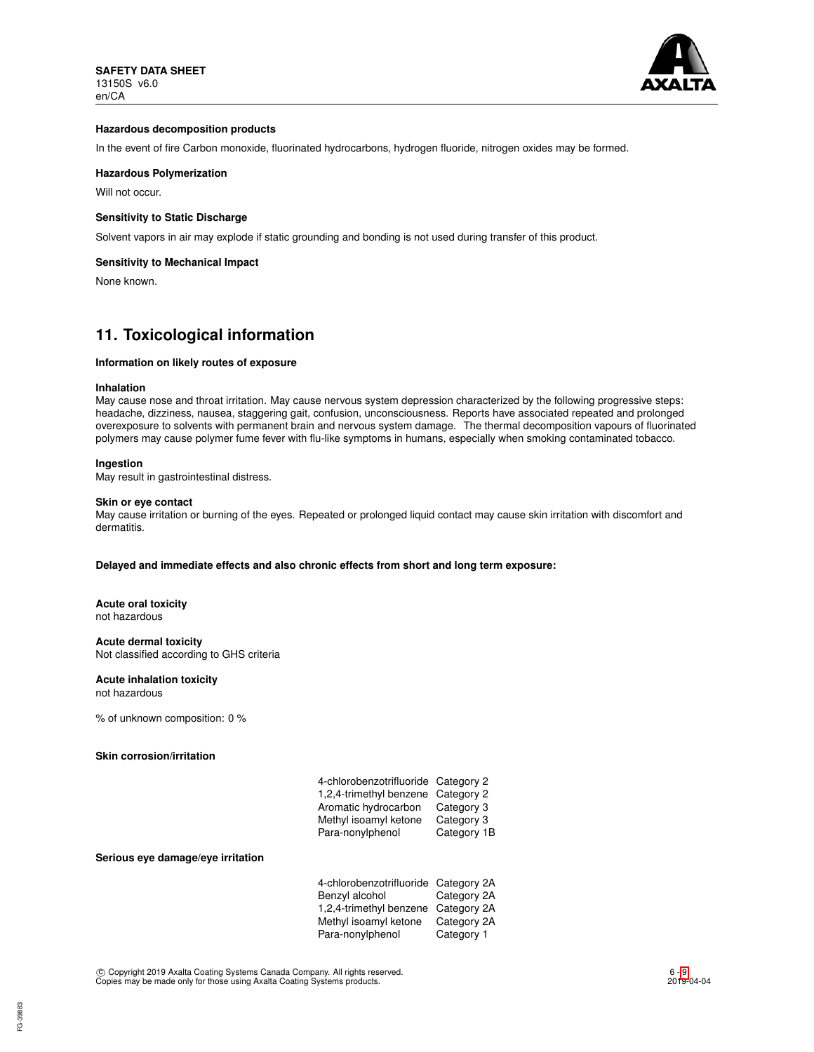**Hazardous decomposition products**

In the event of fire Carbon monoxide, fluorinated hydrocarbons, hydrogen fluoride, nitrogen oxides may be formed.

**Hazardous Polymerization**

Will not occur.

**Sensitivity to Static Discharge**

Solvent vapors in air may explode if static grounding and bonding is not used during transfer of this product.

**Sensitivity to Mechanical Impact**

None known.

## 11. Toxicological information

**Information on likely routes of exposure**

**Inhalation**
May cause nose and throat irritation. May cause nervous system depression characterized by the following progressive steps: headache, dizziness, nausea, staggering gait, confusion, unconsciousness. Reports have associated repeated and prolonged overexposure to solvents with permanent brain and nervous system damage. The thermal decomposition vapours of fluorinated polymers may cause polymer fume fever with flu-like symptoms in humans, especially when smoking contaminated tobacco.

**Ingestion**
May result in gastrointestinal distress.

**Skin or eye contact**
May cause irritation or burning of the eyes. Repeated or prolonged liquid contact may cause skin irritation with discomfort and dermatitis.

**Delayed and immediate effects and also chronic effects from short and long term exposure:**

**Acute oral toxicity**
not hazardous

**Acute dermal toxicity**
Not classified according to GHS criteria

**Acute inhalation toxicity**
not hazardous

% of unknown composition: 0 %

**Skin corrosion/irritation**

| | |
|---|---|
| 4-chlorobenzotrifluoride | Category 2 |
| 1,2,4-trimethyl benzene | Category 2 |
| Aromatic hydrocarbon | Category 3 |
| Methyl isoamyl ketone | Category 3 |
| Para-nonylphenol | Category 1B |

**Serious eye damage/eye irritation**

| | |
|---|---|
| 4-chlorobenzotrifluoride | Category 2A |
| Benzyl alcohol | Category 2A |
| 1,2,4-trimethyl benzene | Category 2A |
| Methyl isoamyl ketone | Category 2A |
| Para-nonylphenol | Category 1 |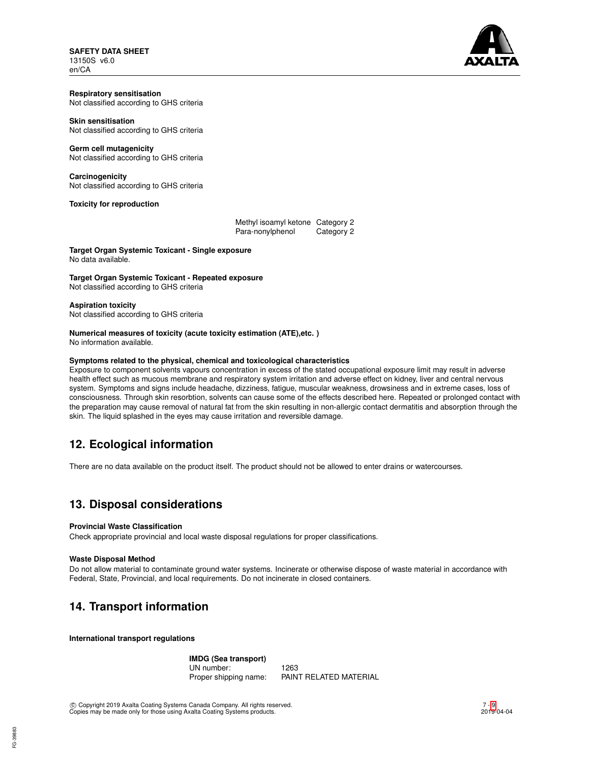**Respiratory sensitisation**
Not classified according to GHS criteria

**Skin sensitisation**
Not classified according to GHS criteria

**Germ cell mutagenicity**
Not classified according to GHS criteria

**Carcinogenicity**
Not classified according to GHS criteria

**Toxicity for reproduction**

| | |
|---|---|
| Methyl isoamyl ketone | Category 2 |
| Para-nonylphenol | Category 2 |

**Target Organ Systemic Toxicant - Single exposure**
No data available.

**Target Organ Systemic Toxicant - Repeated exposure**
Not classified according to GHS criteria

**Aspiration toxicity**
Not classified according to GHS criteria

**Numerical measures of toxicity (acute toxicity estimation (ATE),etc. )**
No information available.

**Symptoms related to the physical, chemical and toxicological characteristics**
Exposure to component solvents vapours concentration in excess of the stated occupational exposure limit may result in adverse health effect such as mucous membrane and respiratory system irritation and adverse effect on kidney, liver and central nervous system. Symptoms and signs include headache, dizziness, fatigue, muscular weakness, drowsiness and in extreme cases, loss of consciousness. Through skin resorbtion, solvents can cause some of the effects described here. Repeated or prolonged contact with the preparation may cause removal of natural fat from the skin resulting in non-allergic contact dermatitis and absorption through the skin. The liquid splashed in the eyes may cause irritation and reversible damage.

## 12. Ecological information

There are no data available on the product itself. The product should not be allowed to enter drains or watercourses.

## 13. Disposal considerations

**Provincial Waste Classification**
Check appropriate provincial and local waste disposal regulations for proper classifications.

**Waste Disposal Method**
Do not allow material to contaminate ground water systems. Incinerate or otherwise dispose of waste material in accordance with Federal, State, Provincial, and local requirements. Do not incinerate in closed containers.

## 14. Transport information

**International transport regulations**

**IMDG (Sea transport)**

| | |
|---|---|
| UN number: | 1263 |
| Proper shipping name: | PAINT RELATED MATERIAL |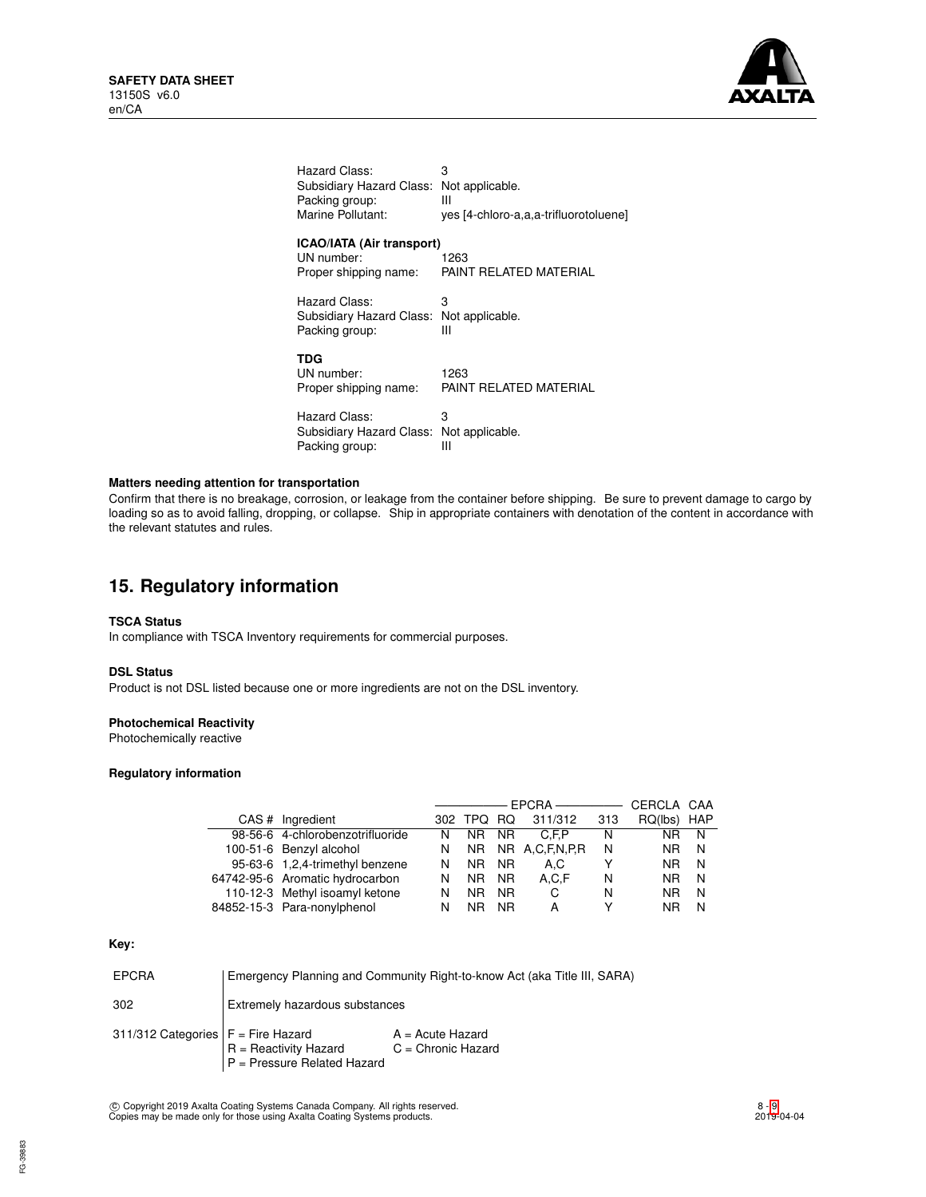Hazard Class: 3
Subsidiary Hazard Class: Not applicable.
Packing group: III
Marine Pollutant: yes [4-chloro-a,a,a-trifluorotoluene]

**ICAO/IATA (Air transport)**

UN number: 1263
Proper shipping name: PAINT RELATED MATERIAL

Hazard Class: 3
Subsidiary Hazard Class: Not applicable.
Packing group: III

**TDG**

UN number: 1263
Proper shipping name: PAINT RELATED MATERIAL

Hazard Class: 3
Subsidiary Hazard Class: Not applicable.
Packing group: III

**Matters needing attention for transportation**

Confirm that there is no breakage, corrosion, or leakage from the container before shipping. Be sure to prevent damage to cargo by loading so as to avoid falling, dropping, or collapse. Ship in appropriate containers with denotation of the content in accordance with the relevant statutes and rules.

## 15. Regulatory information

**TSCA Status**

In compliance with TSCA Inventory requirements for commercial purposes.

**DSL Status**

Product is not DSL listed because one or more ingredients are not on the DSL inventory.

**Photochemical Reactivity**

Photochemically reactive

**Regulatory information**

| | | EPCRA | | | | | CERCLA | CAA |
|---|---|---|---|---|---|---|---|---|
| CAS # | Ingredient | 302 | TPQ | RQ | 311/312 | 313 | RQ(lbs) | HAP |
| 98-56-6 | 4-chlorobenzotrifluoride | N | NR | NR | C,F,P | N | NR | N |
| 100-51-6 | Benzyl alcohol | N | NR | NR | A,C,F,N,P,R | N | NR | N |
| 95-63-6 | 1,2,4-trimethyl benzene | N | NR | NR | A,C | Y | NR | N |
| 64742-95-6 | Aromatic hydrocarbon | N | NR | NR | A,C,F | N | NR | N |
| 110-12-3 | Methyl isoamyl ketone | N | NR | NR | C | N | NR | N |
| 84852-15-3 | Para-nonylphenol | N | NR | NR | A | Y | NR | N |

**Key:**

| | |
|---|---|
| EPCRA | Emergency Planning and Community Right-to-know Act (aka Title III, SARA) |
| 302 | Extremely hazardous substances |
| 311/312 Categories | F = Fire Hazard; A = Acute Hazard; R = Reactivity Hazard; C = Chronic Hazard; P = Pressure Related Hazard |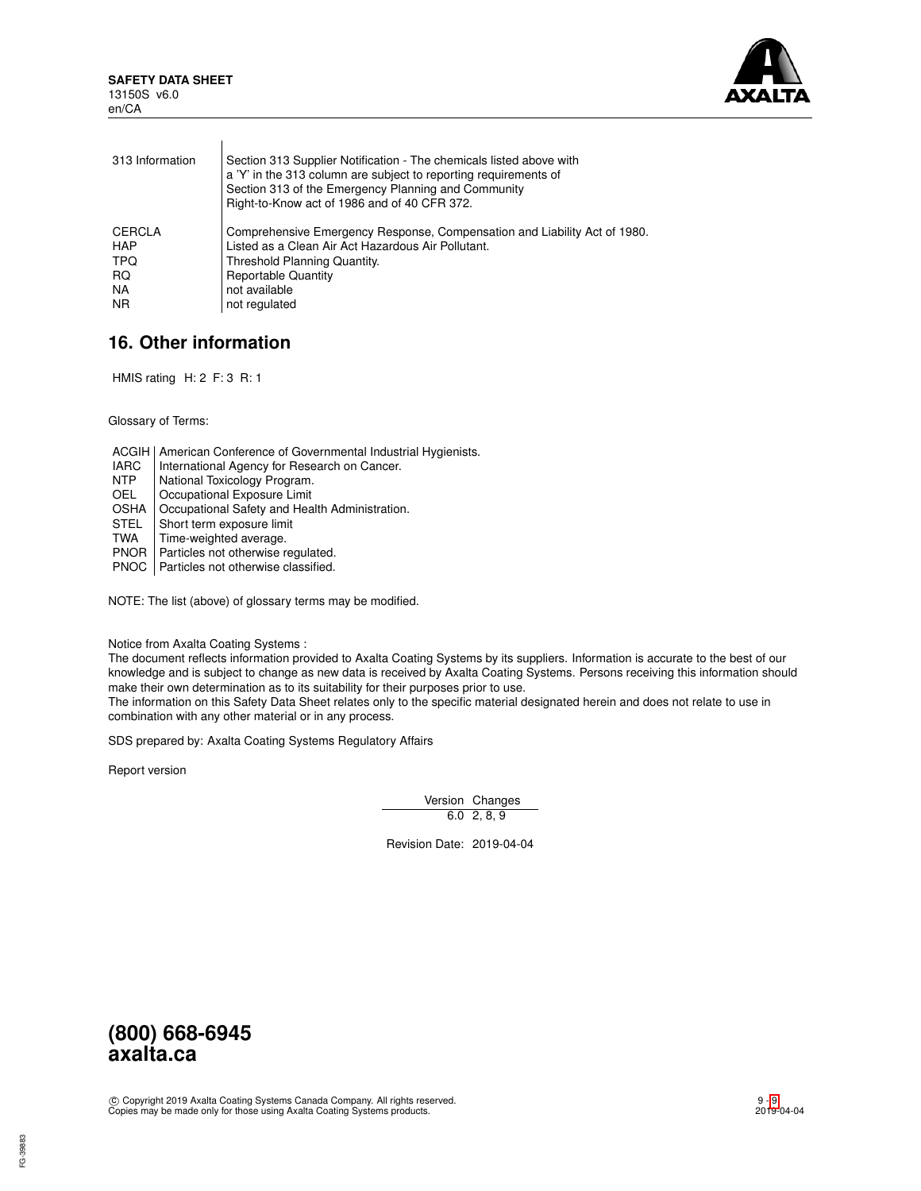| | |
|---|---|
| 313 Information | Section 313 Supplier Notification - The chemicals listed above with a 'Y' in the 313 column are subject to reporting requirements of Section 313 of the Emergency Planning and Community Right-to-Know act of 1986 and of 40 CFR 372. |
| CERCLA | Comprehensive Emergency Response, Compensation and Liability Act of 1980. |
| HAP | Listed as a Clean Air Act Hazardous Air Pollutant. |
| TPQ | Threshold Planning Quantity. |
| RQ | Reportable Quantity |
| NA | not available |
| NR | not regulated |

## 16. Other information

HMIS rating H: 2 F: 3 R: 1

Glossary of Terms:

| | |
|---|---|
| ACGIH | American Conference of Governmental Industrial Hygienists. |
| IARC | International Agency for Research on Cancer. |
| NTP | National Toxicology Program. |
| OEL | Occupational Exposure Limit |
| OSHA | Occupational Safety and Health Administration. |
| STEL | Short term exposure limit |
| TWA | Time-weighted average. |
| PNOR | Particles not otherwise regulated. |
| PNOC | Particles not otherwise classified. |

NOTE: The list (above) of glossary terms may be modified.

Notice from Axalta Coating Systems :
The document reflects information provided to Axalta Coating Systems by its suppliers. Information is accurate to the best of our knowledge and is subject to change as new data is received by Axalta Coating Systems. Persons receiving this information should make their own determination as to its suitability for their purposes prior to use.
The information on this Safety Data Sheet relates only to the specific material designated herein and does not relate to use in combination with any other material or in any process.

SDS prepared by: Axalta Coating Systems Regulatory Affairs

Report version

| Version | Changes |
|---|---|
| 6.0 | 2, 8, 9 |

Revision Date: 2019-04-04

**(800) 668-6945**
**axalta.ca**

© Copyright 2019 Axalta Coating Systems Canada Company. All rights reserved.
Copies may be made only for those using Axalta Coating Systems products.